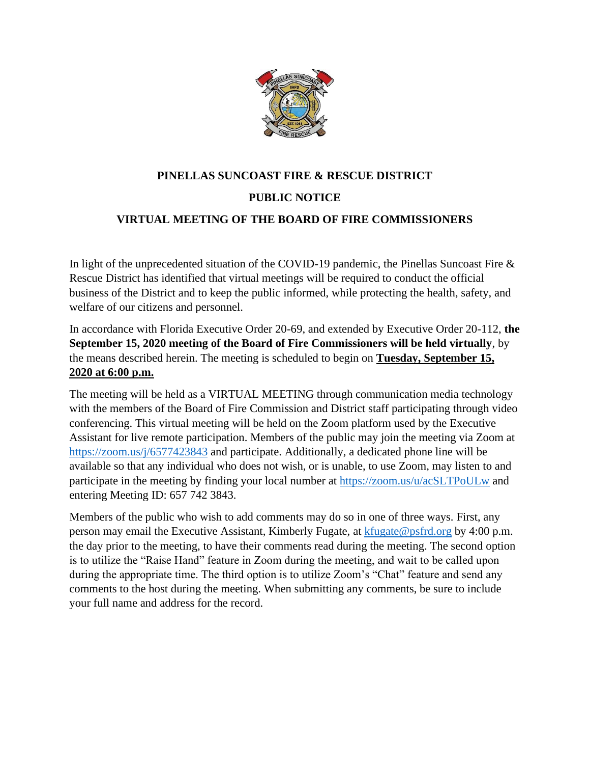# PINELLAS SUNCOAST FIRE & RESCUE DISTRICT

## PUBLIC NOTICE

## VIRTUAL MEETING OF THE BOARD OF FIRE COMMISSIONERS

In light of the unprecedented situation of the COVID-19 pandemic, the Pinellas Suncoast Fire & Rescue District has identified that virtual meetings will be required to conduct the official business of the District and to keep the public informed, while protecting the health, safety, and welfare of our citizens and personnel.

In accordance with Florida Executive Order 20-69, and extended by Executive Order 20-112, **the September 15, 2020 meeting of the Board of Fire Commissioners will be held virtually**, by the means described herein. The meeting is scheduled to begin on **Tuesday, September 15, 2020 at 6:00 p.m.**

The meeting will be held as a VIRTUAL MEETING through communication media technology with the members of the Board of Fire Commission and District staff participating through video conferencing. This virtual meeting will be held on the Zoom platform used by the Executive Assistant for live remote participation. Members of the public may join the meeting via Zoom at https://zoom.us/j/6577423843 and participate. Additionally, a dedicated phone line will be available so that any individual who does not wish, or is unable, to use Zoom, may listen to and participate in the meeting by finding your local number at https://zoom.us/u/acSLTPoULw and entering Meeting ID: 657 742 3843.

Members of the public who wish to add comments may do so in one of three ways. First, any person may email the Executive Assistant, Kimberly Fugate, at kfugate@psfrd.org by 4:00 p.m. the day prior to the meeting, to have their comments read during the meeting. The second option is to utilize the "Raise Hand" feature in Zoom during the meeting, and wait to be called upon during the appropriate time. The third option is to utilize Zoom's "Chat" feature and send any comments to the host during the meeting. When submitting any comments, be sure to include your full name and address for the record.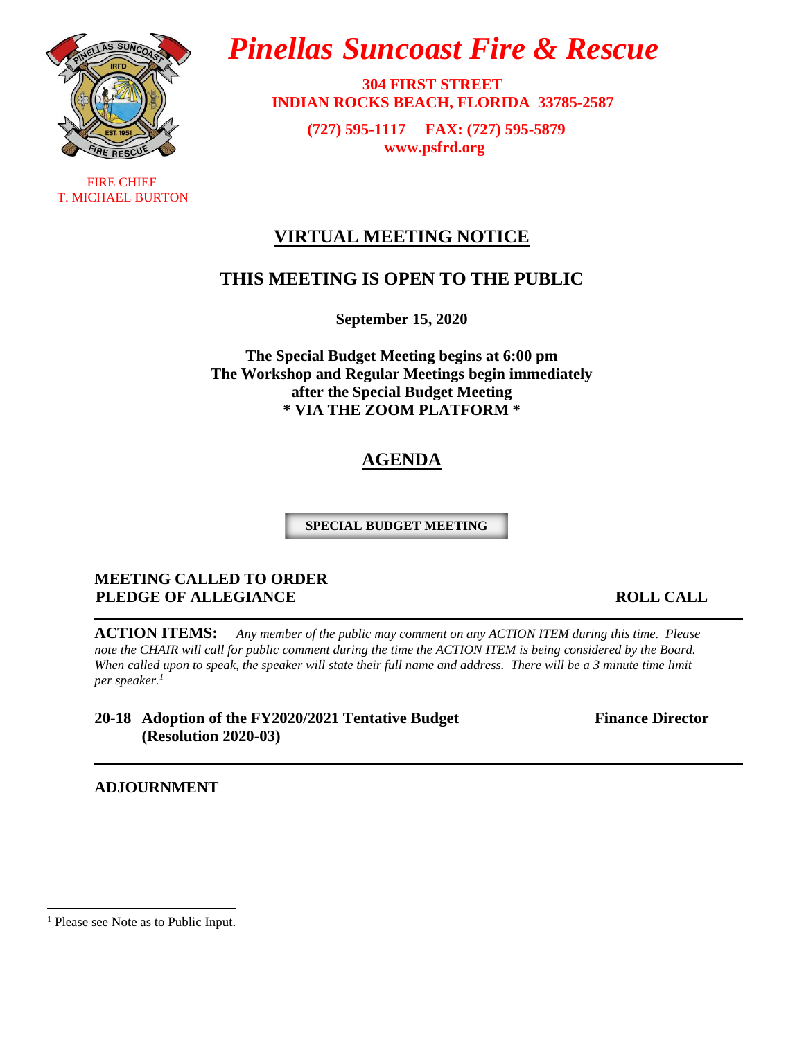# *Pinellas Suncoast Fire & Rescue*

**304 FIRST STREET**
**INDIAN ROCKS BEACH, FLORIDA 33785-2587**

**(727) 595-1117 FAX: (727) 595-5879**
**www.psfrd.org**

FIRE CHIEF
T. MICHAEL BURTON

## VIRTUAL MEETING NOTICE

## THIS MEETING IS OPEN TO THE PUBLIC

**September 15, 2020**

**The Special Budget Meeting begins at 6:00 pm**
**The Workshop and Regular Meetings begin immediately after the Special Budget Meeting**
**\* VIA THE ZOOM PLATFORM \***

## AGENDA

**SPECIAL BUDGET MEETING**

**MEETING CALLED TO ORDER**
**PLEDGE OF ALLEGIANCE** **ROLL CALL**

---

**ACTION ITEMS:** *Any member of the public may comment on any ACTION ITEM during this time. Please note the CHAIR will call for public comment during the time the ACTION ITEM is being considered by the Board. When called upon to speak, the speaker will state their full name and address. There will be a 3 minute time limit per speaker.*[1]

**20-18 Adoption of the FY2020/2021 Tentative Budget (Resolution 2020-03)** **Finance Director**

---

**ADJOURNMENT**

[1] Please see Note as to Public Input.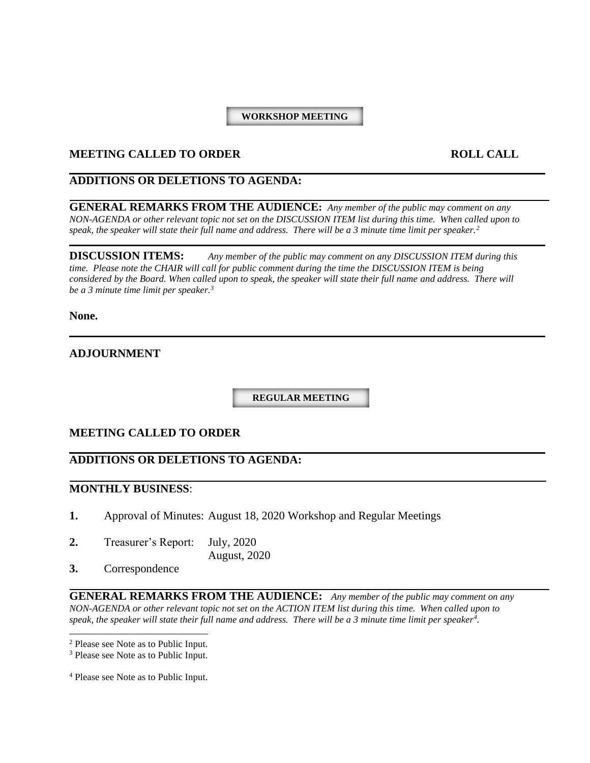## WORKSHOP MEETING

**MEETING CALLED TO ORDER** **ROLL CALL**

---

**ADDITIONS OR DELETIONS TO AGENDA:**

---

**GENERAL REMARKS FROM THE AUDIENCE:** *Any member of the public may comment on any NON-AGENDA or other relevant topic not set on the DISCUSSION ITEM list during this time. When called upon to speak, the speaker will state their full name and address. There will be a 3 minute time limit per speaker.*[2]

---

**DISCUSSION ITEMS:** *Any member of the public may comment on any DISCUSSION ITEM during this time. Please note the CHAIR will call for public comment during the time the DISCUSSION ITEM is being considered by the Board. When called upon to speak, the speaker will state their full name and address. There will be a 3 minute time limit per speaker.*[3]

**None.**

---

**ADJOURNMENT**

## REGULAR MEETING

**MEETING CALLED TO ORDER**

---

**ADDITIONS OR DELETIONS TO AGENDA:**

---

**MONTHLY BUSINESS**:

**1.** Approval of Minutes: August 18, 2020 Workshop and Regular Meetings

**2.** Treasurer's Report: July, 2020
August, 2020

**3.** Correspondence

---

**GENERAL REMARKS FROM THE AUDIENCE:** *Any member of the public may comment on any NON-AGENDA or other relevant topic not set on the ACTION ITEM list during this time. When called upon to speak, the speaker will state their full name and address. There will be a 3 minute time limit per speaker*[4].

---

[2] Please see Note as to Public Input.

[3] Please see Note as to Public Input.

[4] Please see Note as to Public Input.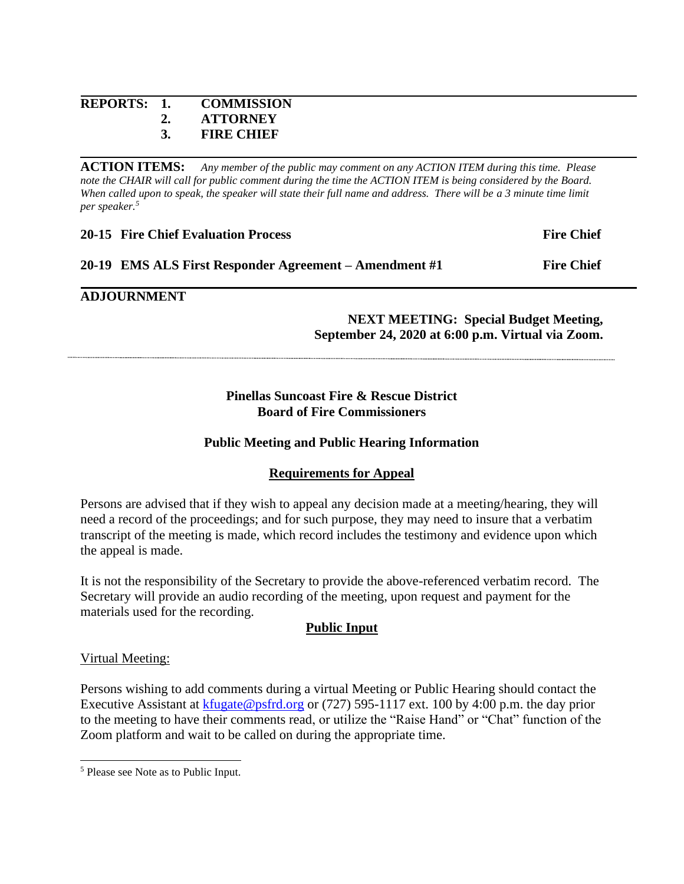**REPORTS:**

1. **COMMISSION**
2. **ATTORNEY**
3. **FIRE CHIEF**

---

**ACTION ITEMS:** *Any member of the public may comment on any ACTION ITEM during this time. Please note the CHAIR will call for public comment during the time the ACTION ITEM is being considered by the Board. When called upon to speak, the speaker will state their full name and address. There will be a 3 minute time limit per speaker.*[5]

| | |
|---|---|
| **20-15 Fire Chief Evaluation Process** | **Fire Chief** |
| **20-19 EMS ALS First Responder Agreement – Amendment #1** | **Fire Chief** |

---

**ADJOURNMENT**

**NEXT MEETING: Special Budget Meeting, September 24, 2020 at 6:00 p.m. Virtual via Zoom.**

---

## Pinellas Suncoast Fire & Rescue District
## Board of Fire Commissioners

### Public Meeting and Public Hearing Information

#### Requirements for Appeal

Persons are advised that if they wish to appeal any decision made at a meeting/hearing, they will need a record of the proceedings; and for such purpose, they may need to insure that a verbatim transcript of the meeting is made, which record includes the testimony and evidence upon which the appeal is made.

It is not the responsibility of the Secretary to provide the above-referenced verbatim record. The Secretary will provide an audio recording of the meeting, upon request and payment for the materials used for the recording.

#### Public Input

Virtual Meeting:

Persons wishing to add comments during a virtual Meeting or Public Hearing should contact the Executive Assistant at kfugate@psfrd.org or (727) 595-1117 ext. 100 by 4:00 p.m. the day prior to the meeting to have their comments read, or utilize the "Raise Hand" or "Chat" function of the Zoom platform and wait to be called on during the appropriate time.

---

[5] Please see Note as to Public Input.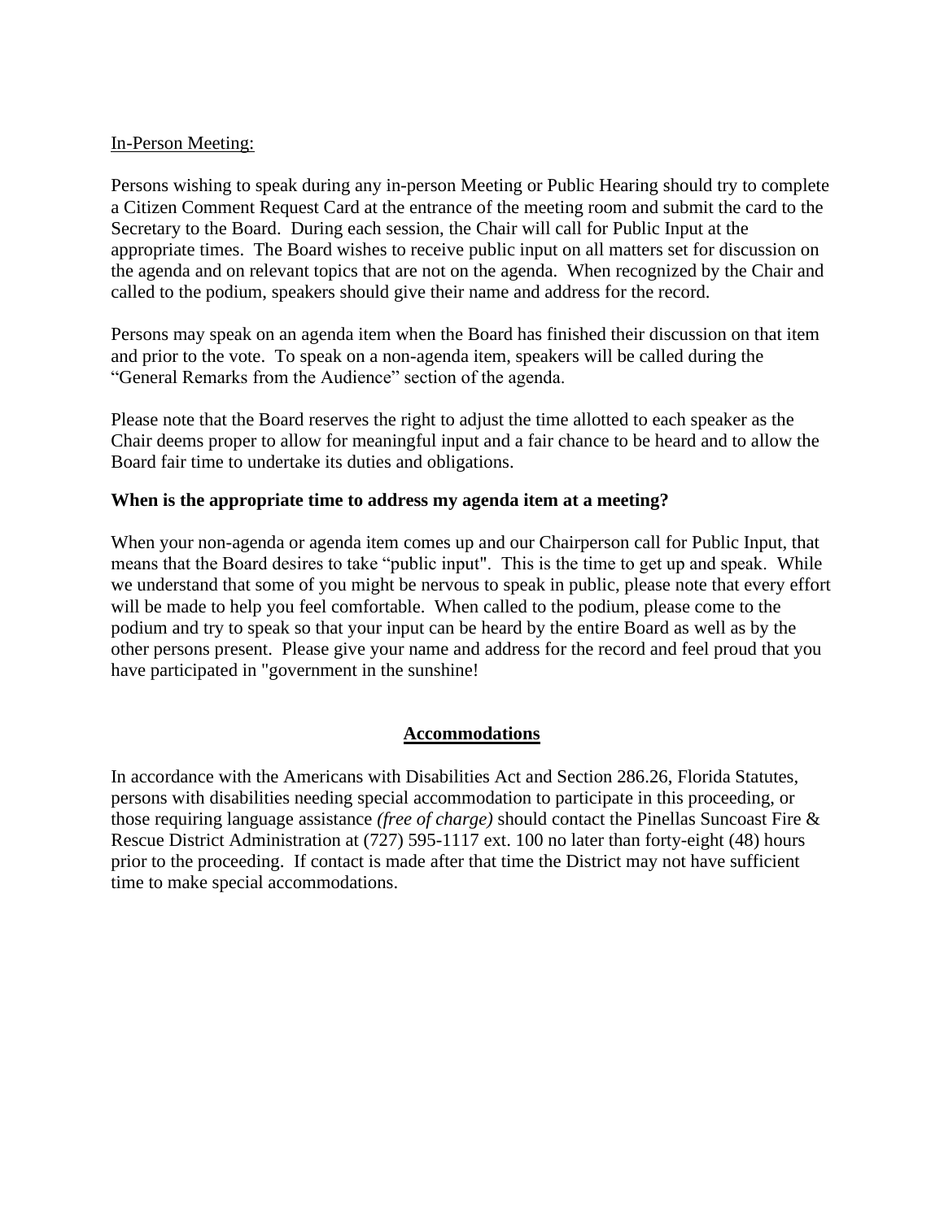<u>In-Person Meeting:</u>

Persons wishing to speak during any in-person Meeting or Public Hearing should try to complete a Citizen Comment Request Card at the entrance of the meeting room and submit the card to the Secretary to the Board. During each session, the Chair will call for Public Input at the appropriate times. The Board wishes to receive public input on all matters set for discussion on the agenda and on relevant topics that are not on the agenda. When recognized by the Chair and called to the podium, speakers should give their name and address for the record.

Persons may speak on an agenda item when the Board has finished their discussion on that item and prior to the vote. To speak on a non-agenda item, speakers will be called during the "General Remarks from the Audience" section of the agenda.

Please note that the Board reserves the right to adjust the time allotted to each speaker as the Chair deems proper to allow for meaningful input and a fair chance to be heard and to allow the Board fair time to undertake its duties and obligations.

**When is the appropriate time to address my agenda item at a meeting?**

When your non-agenda or agenda item comes up and our Chairperson call for Public Input, that means that the Board desires to take "public input". This is the time to get up and speak. While we understand that some of you might be nervous to speak in public, please note that every effort will be made to help you feel comfortable. When called to the podium, please come to the podium and try to speak so that your input can be heard by the entire Board as well as by the other persons present. Please give your name and address for the record and feel proud that you have participated in "government in the sunshine!

## <u>Accommodations</u>

In accordance with the Americans with Disabilities Act and Section 286.26, Florida Statutes, persons with disabilities needing special accommodation to participate in this proceeding, or those requiring language assistance *(free of charge)* should contact the Pinellas Suncoast Fire & Rescue District Administration at (727) 595-1117 ext. 100 no later than forty-eight (48) hours prior to the proceeding. If contact is made after that time the District may not have sufficient time to make special accommodations.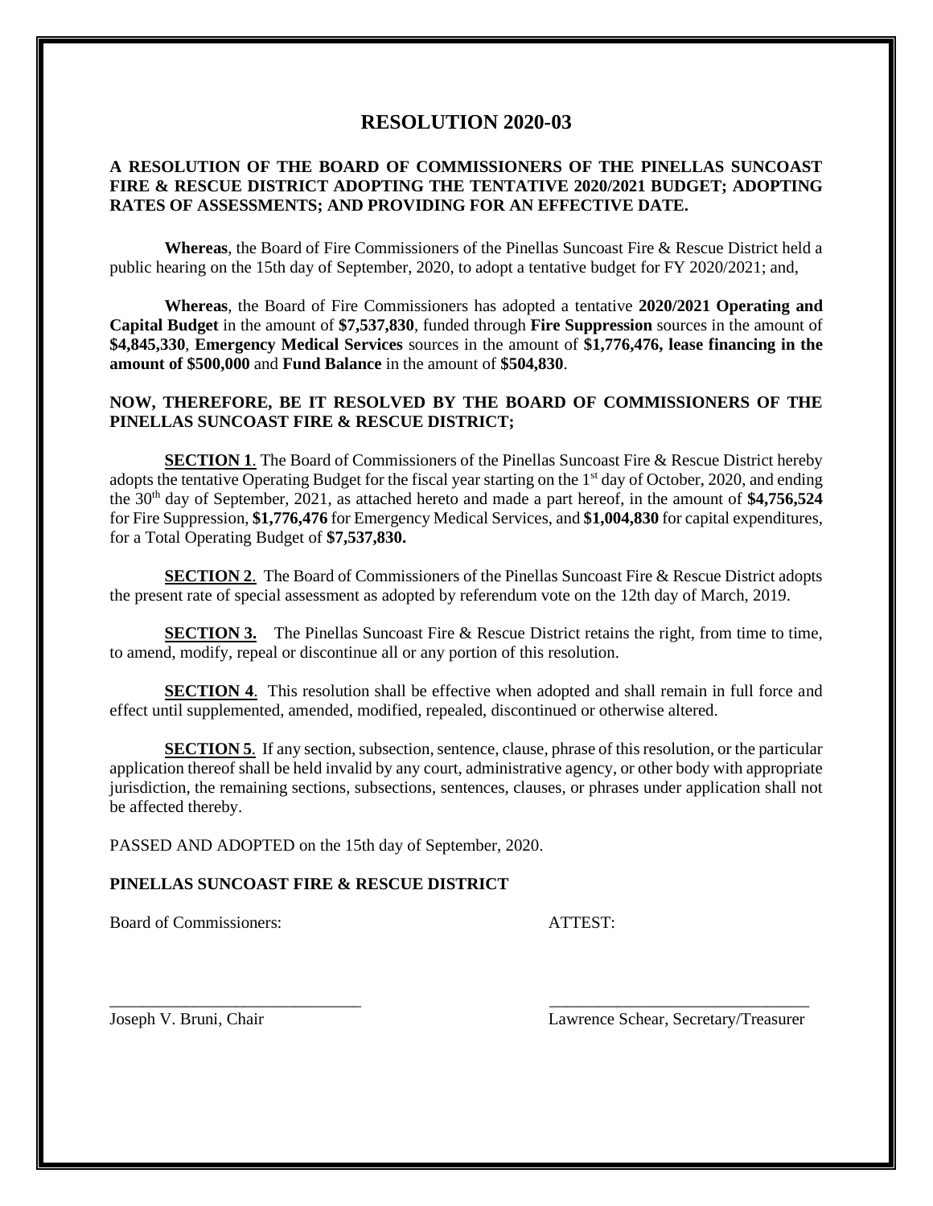# RESOLUTION 2020-03

**A RESOLUTION OF THE BOARD OF COMMISSIONERS OF THE PINELLAS SUNCOAST FIRE & RESCUE DISTRICT ADOPTING THE TENTATIVE 2020/2021 BUDGET; ADOPTING RATES OF ASSESSMENTS; AND PROVIDING FOR AN EFFECTIVE DATE.**

**Whereas**, the Board of Fire Commissioners of the Pinellas Suncoast Fire & Rescue District held a public hearing on the 15th day of September, 2020, to adopt a tentative budget for FY 2020/2021; and,

**Whereas**, the Board of Fire Commissioners has adopted a tentative **2020/2021 Operating and Capital Budget** in the amount of **$7,537,830**, funded through **Fire Suppression** sources in the amount of **$4,845,330**, **Emergency Medical Services** sources in the amount of **$1,776,476, lease financing in the amount of $500,000** and **Fund Balance** in the amount of **$504,830**.

**NOW, THEREFORE, BE IT RESOLVED BY THE BOARD OF COMMISSIONERS OF THE PINELLAS SUNCOAST FIRE & RESCUE DISTRICT;**

**SECTION 1**. The Board of Commissioners of the Pinellas Suncoast Fire & Rescue District hereby adopts the tentative Operating Budget for the fiscal year starting on the 1st day of October, 2020, and ending the 30th day of September, 2021, as attached hereto and made a part hereof, in the amount of **$4,756,524** for Fire Suppression, **$1,776,476** for Emergency Medical Services, and **$1,004,830** for capital expenditures, for a Total Operating Budget of **$7,537,830.**

**SECTION 2**. The Board of Commissioners of the Pinellas Suncoast Fire & Rescue District adopts the present rate of special assessment as adopted by referendum vote on the 12th day of March, 2019.

**SECTION 3.** The Pinellas Suncoast Fire & Rescue District retains the right, from time to time, to amend, modify, repeal or discontinue all or any portion of this resolution.

**SECTION 4**. This resolution shall be effective when adopted and shall remain in full force and effect until supplemented, amended, modified, repealed, discontinued or otherwise altered.

**SECTION 5**. If any section, subsection, sentence, clause, phrase of this resolution, or the particular application thereof shall be held invalid by any court, administrative agency, or other body with appropriate jurisdiction, the remaining sections, subsections, sentences, clauses, or phrases under application shall not be affected thereby.

PASSED AND ADOPTED on the 15th day of September, 2020.

**PINELLAS SUNCOAST FIRE & RESCUE DISTRICT**

Board of Commissioners: ATTEST:

_______________________________ _______________________________

Joseph V. Bruni, Chair Lawrence Schear, Secretary/Treasurer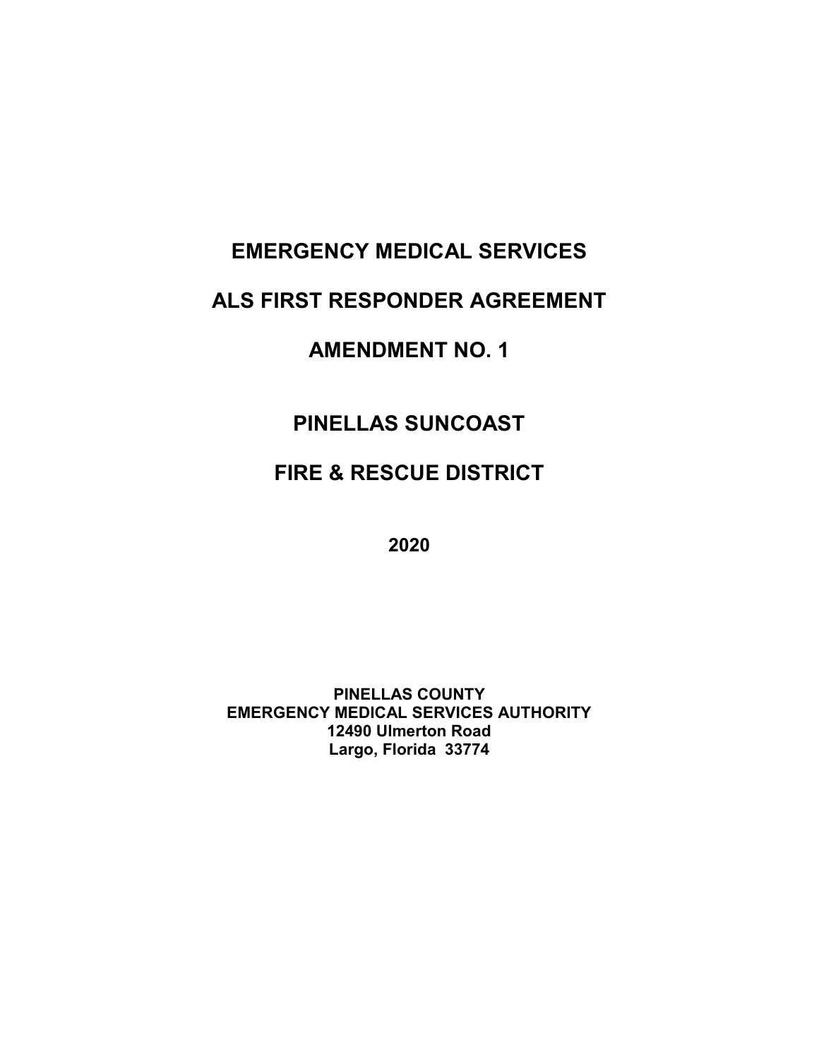# EMERGENCY MEDICAL SERVICES

# ALS FIRST RESPONDER AGREEMENT

# AMENDMENT NO. 1

# PINELLAS SUNCOAST

# FIRE & RESCUE DISTRICT

**2020**

**PINELLAS COUNTY**
**EMERGENCY MEDICAL SERVICES AUTHORITY**
**12490 Ulmerton Road**
**Largo, Florida 33774**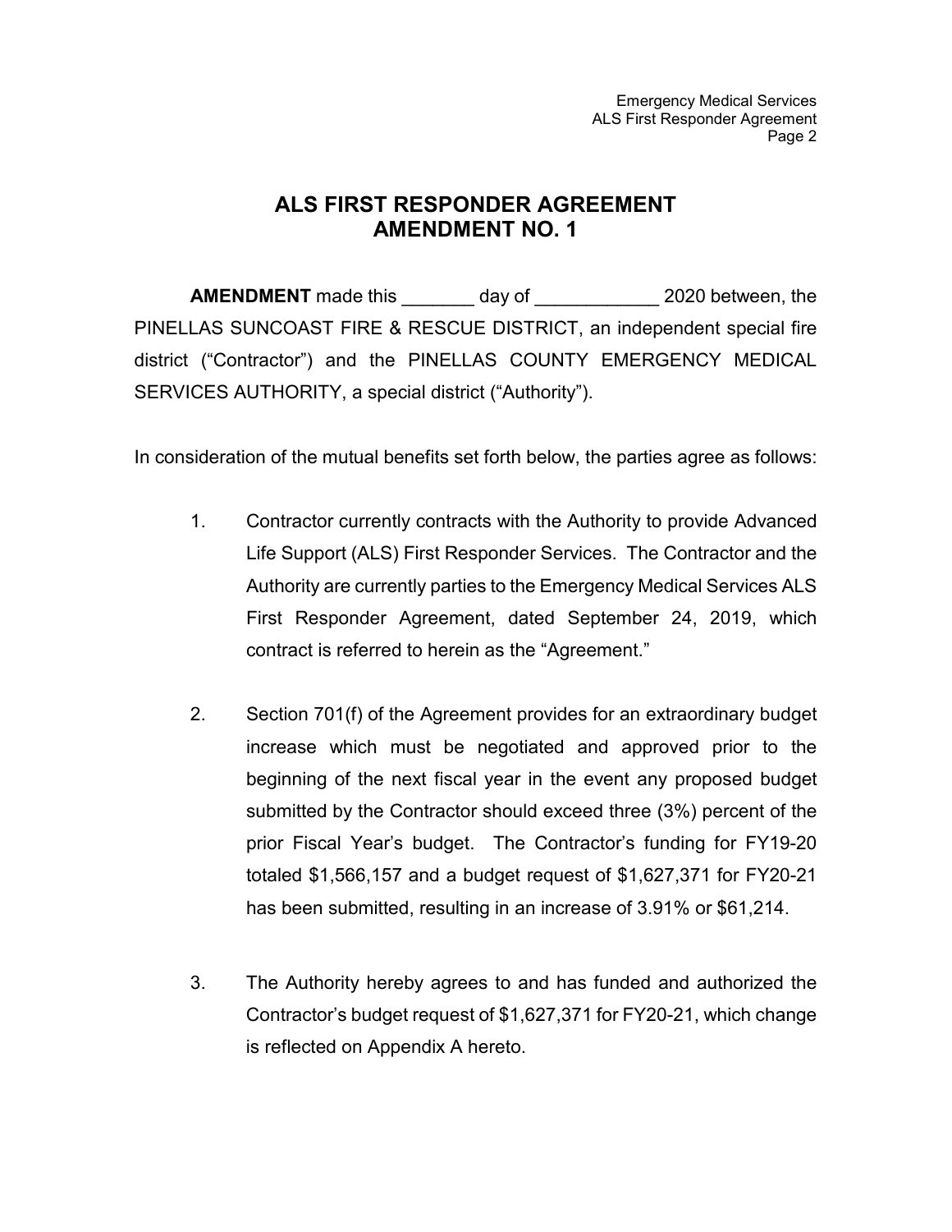# ALS FIRST RESPONDER AGREEMENT
# AMENDMENT NO. 1

**AMENDMENT** made this _______ day of ____________ 2020 between, the PINELLAS SUNCOAST FIRE & RESCUE DISTRICT, an independent special fire district ("Contractor") and the PINELLAS COUNTY EMERGENCY MEDICAL SERVICES AUTHORITY, a special district ("Authority").

In consideration of the mutual benefits set forth below, the parties agree as follows:

1. Contractor currently contracts with the Authority to provide Advanced Life Support (ALS) First Responder Services. The Contractor and the Authority are currently parties to the Emergency Medical Services ALS First Responder Agreement, dated September 24, 2019, which contract is referred to herein as the "Agreement."

2. Section 701(f) of the Agreement provides for an extraordinary budget increase which must be negotiated and approved prior to the beginning of the next fiscal year in the event any proposed budget submitted by the Contractor should exceed three (3%) percent of the prior Fiscal Year's budget. The Contractor's funding for FY19-20 totaled $1,566,157 and a budget request of $1,627,371 for FY20-21 has been submitted, resulting in an increase of 3.91% or $61,214.

3. The Authority hereby agrees to and has funded and authorized the Contractor's budget request of $1,627,371 for FY20-21, which change is reflected on Appendix A hereto.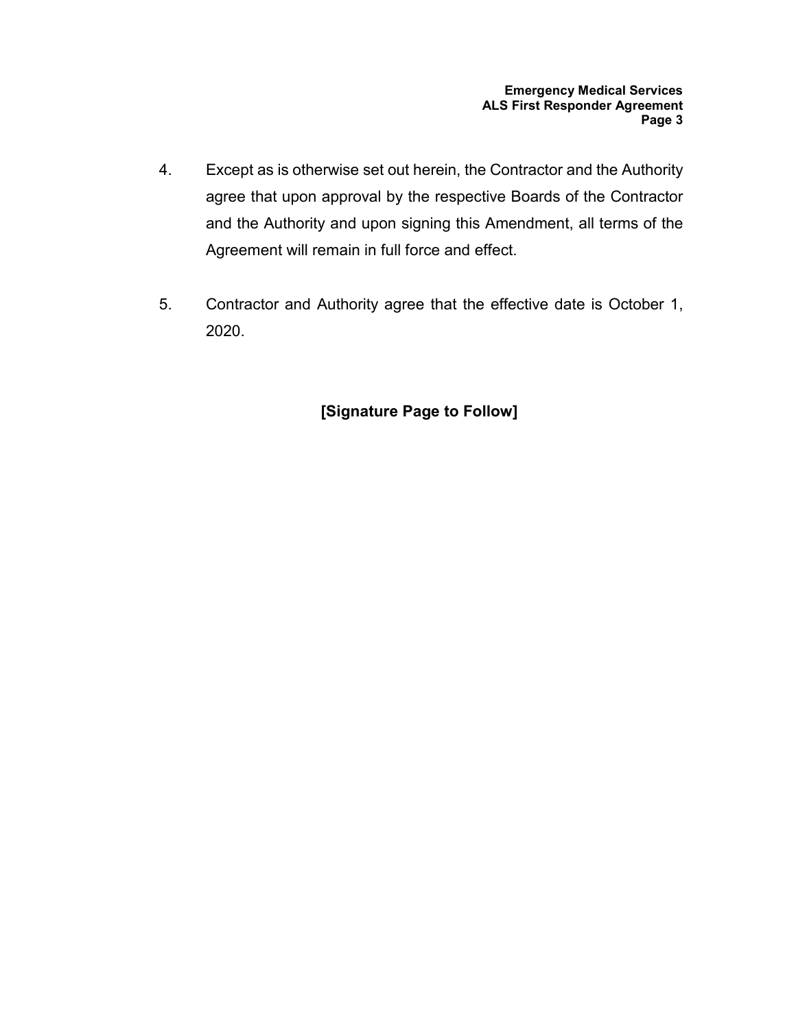4. Except as is otherwise set out herein, the Contractor and the Authority agree that upon approval by the respective Boards of the Contractor and the Authority and upon signing this Amendment, all terms of the Agreement will remain in full force and effect.

5. Contractor and Authority agree that the effective date is October 1, 2020.

**[Signature Page to Follow]**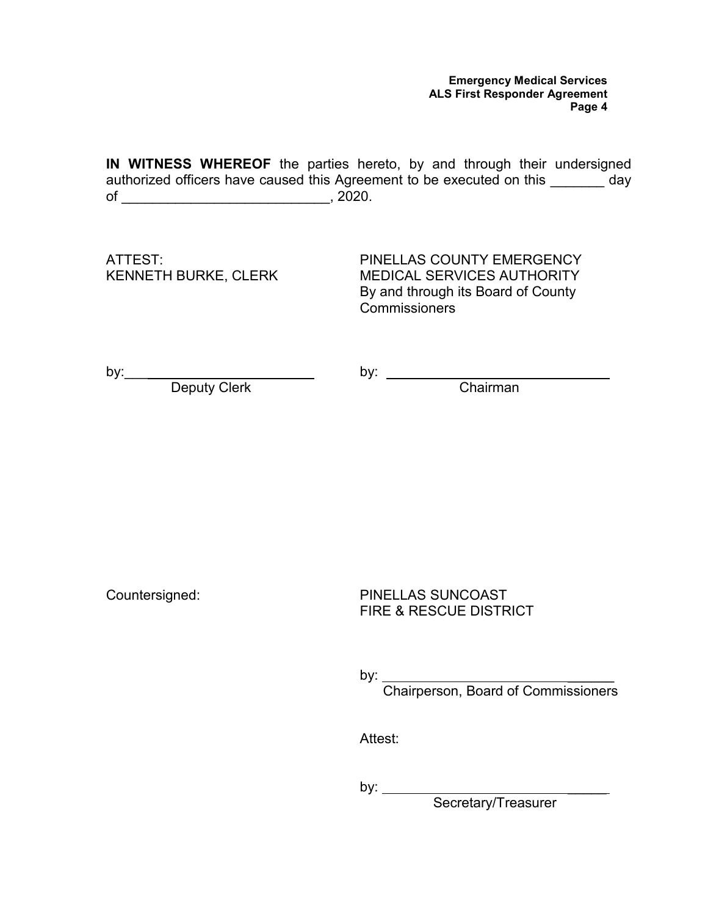**IN WITNESS WHEREOF** the parties hereto, by and through their undersigned authorized officers have caused this Agreement to be executed on this _______ day of ___________________________, 2020.

ATTEST:
KENNETH BURKE, CLERK

by: ________________________
Deputy Clerk

PINELLAS COUNTY EMERGENCY MEDICAL SERVICES AUTHORITY
By and through its Board of County Commissioners

by: ________________________
Chairman

Countersigned:

PINELLAS SUNCOAST FIRE & RESCUE DISTRICT

by: ________________________
Chairperson, Board of Commissioners

Attest:

by: ________________________
Secretary/Treasurer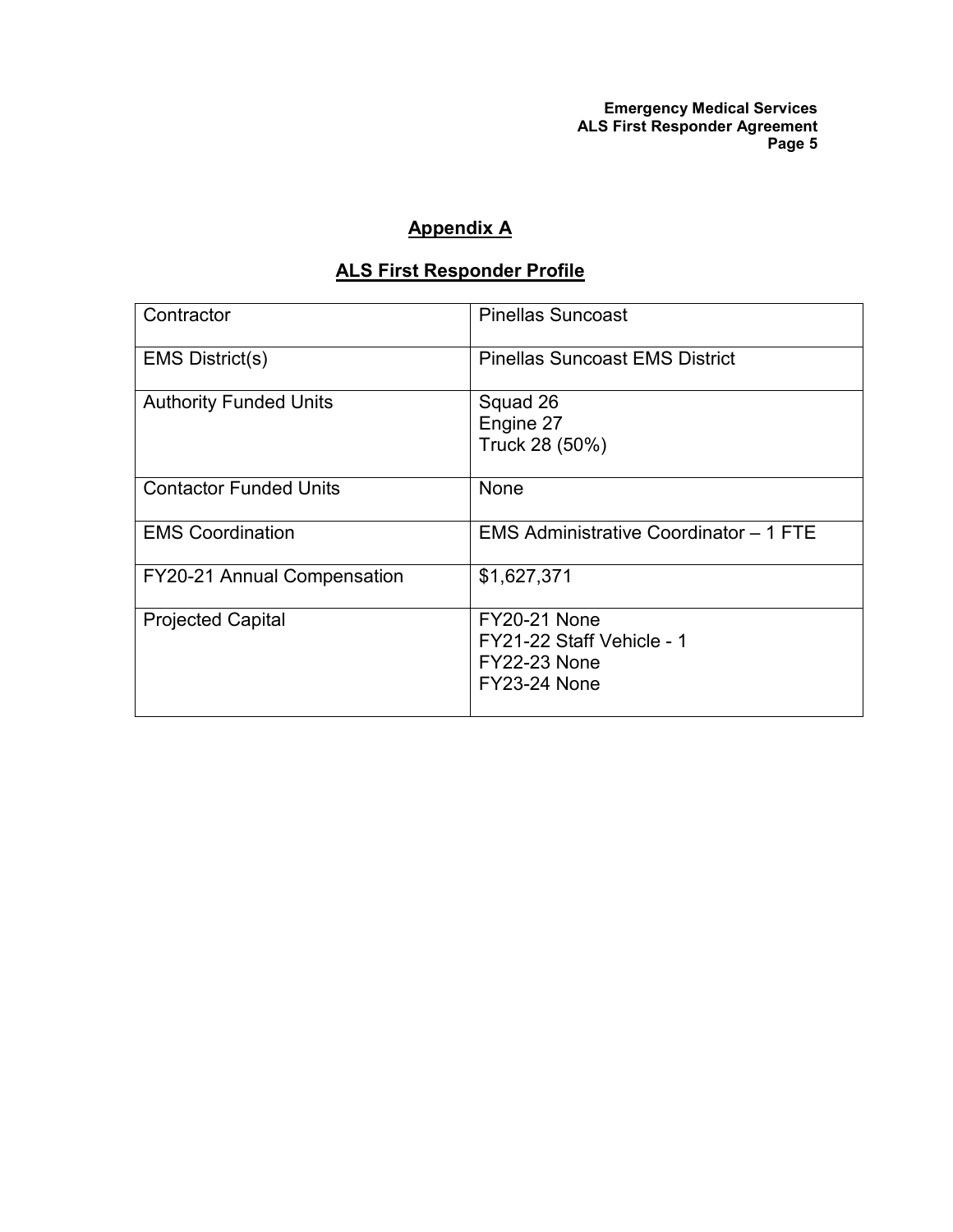# Appendix A

## ALS First Responder Profile

| | |
|---|---|
| Contractor | Pinellas Suncoast |
| EMS District(s) | Pinellas Suncoast EMS District |
| Authority Funded Units | Squad 26<br>Engine 27<br>Truck 28 (50%) |
| Contactor Funded Units | None |
| EMS Coordination | EMS Administrative Coordinator – 1 FTE |
| FY20-21 Annual Compensation | $1,627,371 |
| Projected Capital | FY20-21 None<br>FY21-22 Staff Vehicle - 1<br>FY22-23 None<br>FY23-24 None |